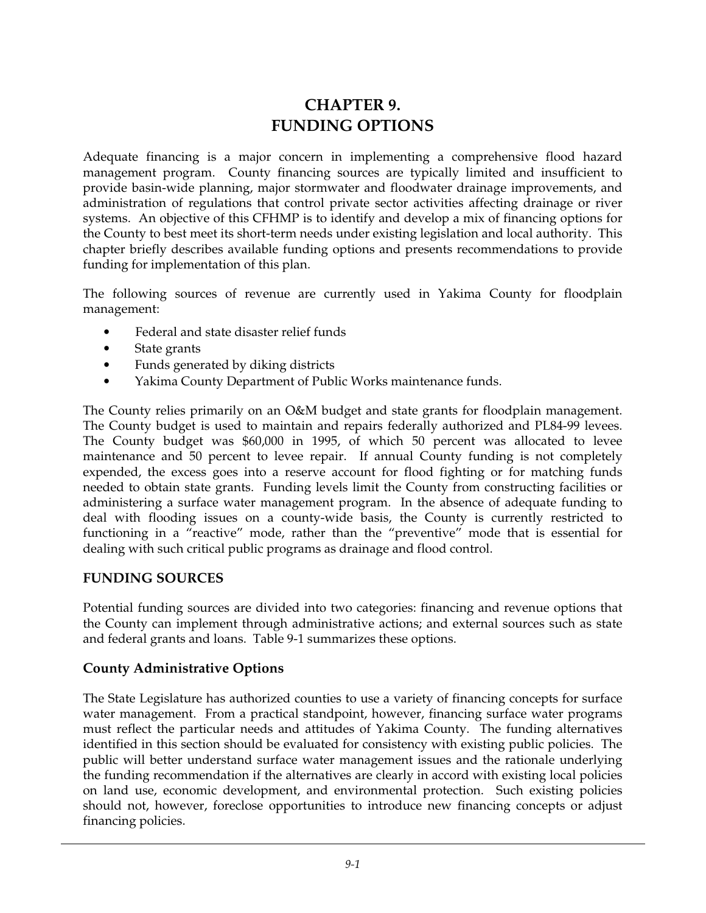# CHAPTER 9. FUNDING OPTIONS

Adequate financing is a major concern in implementing a comprehensive flood hazard management program. County financing sources are typically limited and insufficient to provide basin-wide planning, major stormwater and floodwater drainage improvements, and administration of regulations that control private sector activities affecting drainage or river systems. An objective of this CFHMP is to identify and develop a mix of financing options for the County to best meet its short-term needs under existing legislation and local authority. This chapter briefly describes available funding options and presents recommendations to provide funding for implementation of this plan.

The following sources of revenue are currently used in Yakima County for floodplain management:

- Federal and state disaster relief funds
- State grants
- Funds generated by diking districts
- Yakima County Department of Public Works maintenance funds.

The County relies primarily on an O&M budget and state grants for floodplain management. The County budget is used to maintain and repairs federally authorized and PL84-99 levees. The County budget was $60,000 in 1995, of which 50 percent was allocated to levee maintenance and 50 percent to levee repair. If annual County funding is not completely expended, the excess goes into a reserve account for flood fighting or for matching funds needed to obtain state grants. Funding levels limit the County from constructing facilities or administering a surface water management program. In the absence of adequate funding to deal with flooding issues on a county-wide basis, the County is currently restricted to functioning in a "reactive" mode, rather than the "preventive" mode that is essential for dealing with such critical public programs as drainage and flood control.

## FUNDING SOURCES

Potential funding sources are divided into two categories: financing and revenue options that the County can implement through administrative actions; and external sources such as state and federal grants and loans. Table 9-1 summarizes these options.

### County Administrative Options

The State Legislature has authorized counties to use a variety of financing concepts for surface water management. From a practical standpoint, however, financing surface water programs must reflect the particular needs and attitudes of Yakima County. The funding alternatives identified in this section should be evaluated for consistency with existing public policies. The public will better understand surface water management issues and the rationale underlying the funding recommendation if the alternatives are clearly in accord with existing local policies on land use, economic development, and environmental protection. Such existing policies should not, however, foreclose opportunities to introduce new financing concepts or adjust financing policies.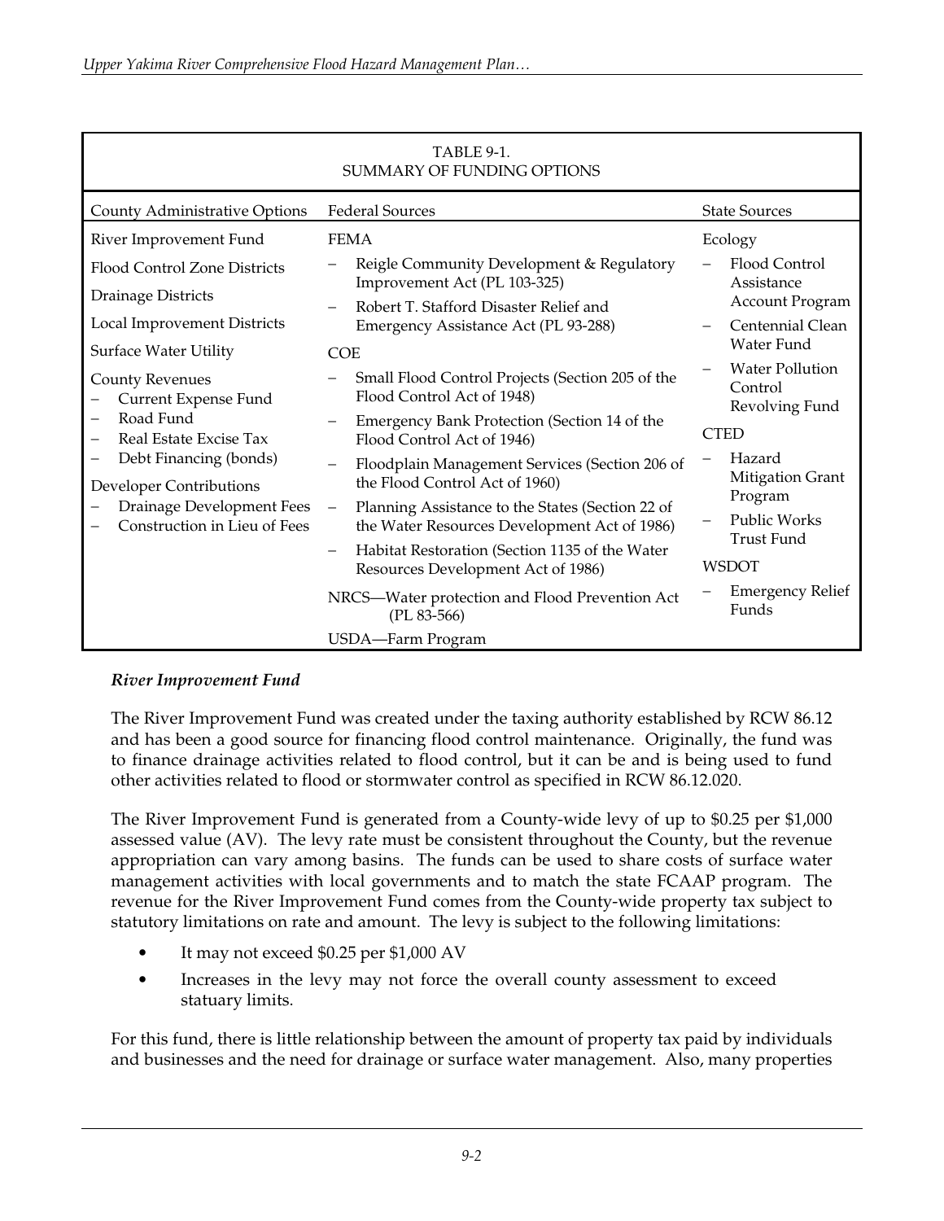TABLE 9-1.
SUMMARY OF FUNDING OPTIONS

| County Administrative Options | Federal Sources | State Sources |
|---|---|---|
| River Improvement Fund<br>Flood Control Zone Districts<br>Drainage Districts<br>Local Improvement Districts<br>Surface Water Utility<br>County Revenues<br>– Current Expense Fund<br>– Road Fund<br>– Real Estate Excise Tax<br>– Debt Financing (bonds)<br>Developer Contributions<br>– Drainage Development Fees<br>– Construction in Lieu of Fees | FEMA<br>– Reigle Community Development & Regulatory Improvement Act (PL 103-325)<br>– Robert T. Stafford Disaster Relief and Emergency Assistance Act (PL 93-288)<br>COE<br>– Small Flood Control Projects (Section 205 of the Flood Control Act of 1948)<br>– Emergency Bank Protection (Section 14 of the Flood Control Act of 1946)<br>– Floodplain Management Services (Section 206 of the Flood Control Act of 1960)<br>– Planning Assistance to the States (Section 22 of the Water Resources Development Act of 1986)<br>– Habitat Restoration (Section 1135 of the Water Resources Development Act of 1986)<br>NRCS—Water protection and Flood Prevention Act (PL 83-566)<br>USDA—Farm Program | Ecology<br>– Flood Control Assistance Account Program<br>– Centennial Clean Water Fund<br>– Water Pollution Control Revolving Fund<br>CTED<br>– Hazard Mitigation Grant Program<br>– Public Works Trust Fund<br>WSDOT<br>– Emergency Relief Funds |

### *River Improvement Fund*

The River Improvement Fund was created under the taxing authority established by RCW 86.12 and has been a good source for financing flood control maintenance. Originally, the fund was to finance drainage activities related to flood control, but it can be and is being used to fund other activities related to flood or stormwater control as specified in RCW 86.12.020.

The River Improvement Fund is generated from a County-wide levy of up to $0.25 per $1,000 assessed value (AV). The levy rate must be consistent throughout the County, but the revenue appropriation can vary among basins. The funds can be used to share costs of surface water management activities with local governments and to match the state FCAAP program. The revenue for the River Improvement Fund comes from the County-wide property tax subject to statutory limitations on rate and amount. The levy is subject to the following limitations:

- It may not exceed $0.25 per $1,000 AV
- Increases in the levy may not force the overall county assessment to exceed statuary limits.

For this fund, there is little relationship between the amount of property tax paid by individuals and businesses and the need for drainage or surface water management. Also, many properties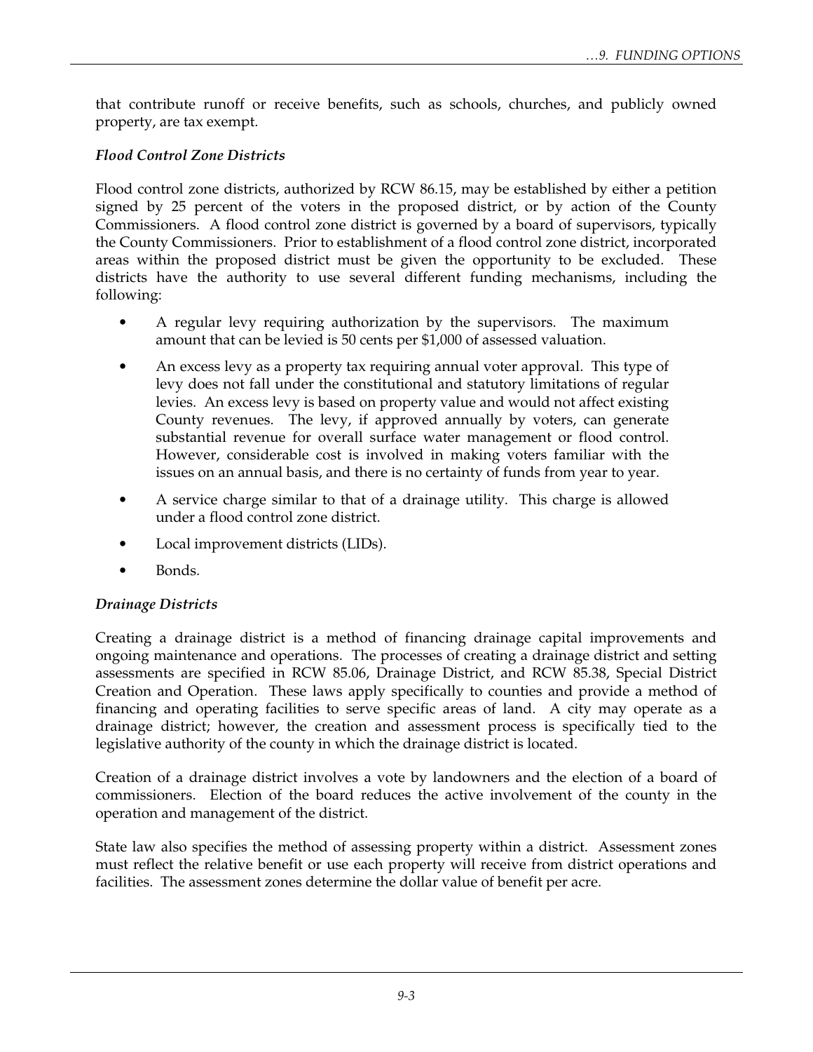that contribute runoff or receive benefits, such as schools, churches, and publicly owned property, are tax exempt.

***Flood Control Zone Districts***

Flood control zone districts, authorized by RCW 86.15, may be established by either a petition signed by 25 percent of the voters in the proposed district, or by action of the County Commissioners. A flood control zone district is governed by a board of supervisors, typically the County Commissioners. Prior to establishment of a flood control zone district, incorporated areas within the proposed district must be given the opportunity to be excluded. These districts have the authority to use several different funding mechanisms, including the following:

- A regular levy requiring authorization by the supervisors. The maximum amount that can be levied is 50 cents per $1,000 of assessed valuation.
- An excess levy as a property tax requiring annual voter approval. This type of levy does not fall under the constitutional and statutory limitations of regular levies. An excess levy is based on property value and would not affect existing County revenues. The levy, if approved annually by voters, can generate substantial revenue for overall surface water management or flood control. However, considerable cost is involved in making voters familiar with the issues on an annual basis, and there is no certainty of funds from year to year.
- A service charge similar to that of a drainage utility. This charge is allowed under a flood control zone district.
- Local improvement districts (LIDs).
- Bonds.

***Drainage Districts***

Creating a drainage district is a method of financing drainage capital improvements and ongoing maintenance and operations. The processes of creating a drainage district and setting assessments are specified in RCW 85.06, Drainage District, and RCW 85.38, Special District Creation and Operation. These laws apply specifically to counties and provide a method of financing and operating facilities to serve specific areas of land. A city may operate as a drainage district; however, the creation and assessment process is specifically tied to the legislative authority of the county in which the drainage district is located.

Creation of a drainage district involves a vote by landowners and the election of a board of commissioners. Election of the board reduces the active involvement of the county in the operation and management of the district.

State law also specifies the method of assessing property within a district. Assessment zones must reflect the relative benefit or use each property will receive from district operations and facilities. The assessment zones determine the dollar value of benefit per acre.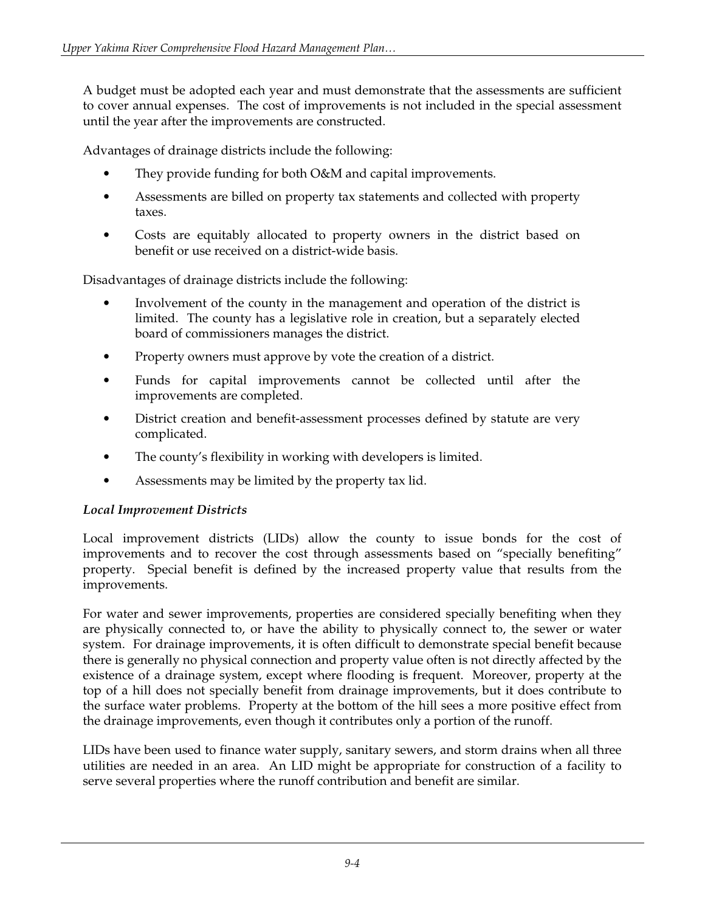A budget must be adopted each year and must demonstrate that the assessments are sufficient to cover annual expenses. The cost of improvements is not included in the special assessment until the year after the improvements are constructed.

Advantages of drainage districts include the following:

- They provide funding for both O&M and capital improvements.
- Assessments are billed on property tax statements and collected with property taxes.
- Costs are equitably allocated to property owners in the district based on benefit or use received on a district-wide basis.

Disadvantages of drainage districts include the following:

- Involvement of the county in the management and operation of the district is limited. The county has a legislative role in creation, but a separately elected board of commissioners manages the district.
- Property owners must approve by vote the creation of a district.
- Funds for capital improvements cannot be collected until after the improvements are completed.
- District creation and benefit-assessment processes defined by statute are very complicated.
- The county's flexibility in working with developers is limited.
- Assessments may be limited by the property tax lid.

***Local Improvement Districts***

Local improvement districts (LIDs) allow the county to issue bonds for the cost of improvements and to recover the cost through assessments based on "specially benefiting" property. Special benefit is defined by the increased property value that results from the improvements.

For water and sewer improvements, properties are considered specially benefiting when they are physically connected to, or have the ability to physically connect to, the sewer or water system. For drainage improvements, it is often difficult to demonstrate special benefit because there is generally no physical connection and property value often is not directly affected by the existence of a drainage system, except where flooding is frequent. Moreover, property at the top of a hill does not specially benefit from drainage improvements, but it does contribute to the surface water problems. Property at the bottom of the hill sees a more positive effect from the drainage improvements, even though it contributes only a portion of the runoff.

LIDs have been used to finance water supply, sanitary sewers, and storm drains when all three utilities are needed in an area. An LID might be appropriate for construction of a facility to serve several properties where the runoff contribution and benefit are similar.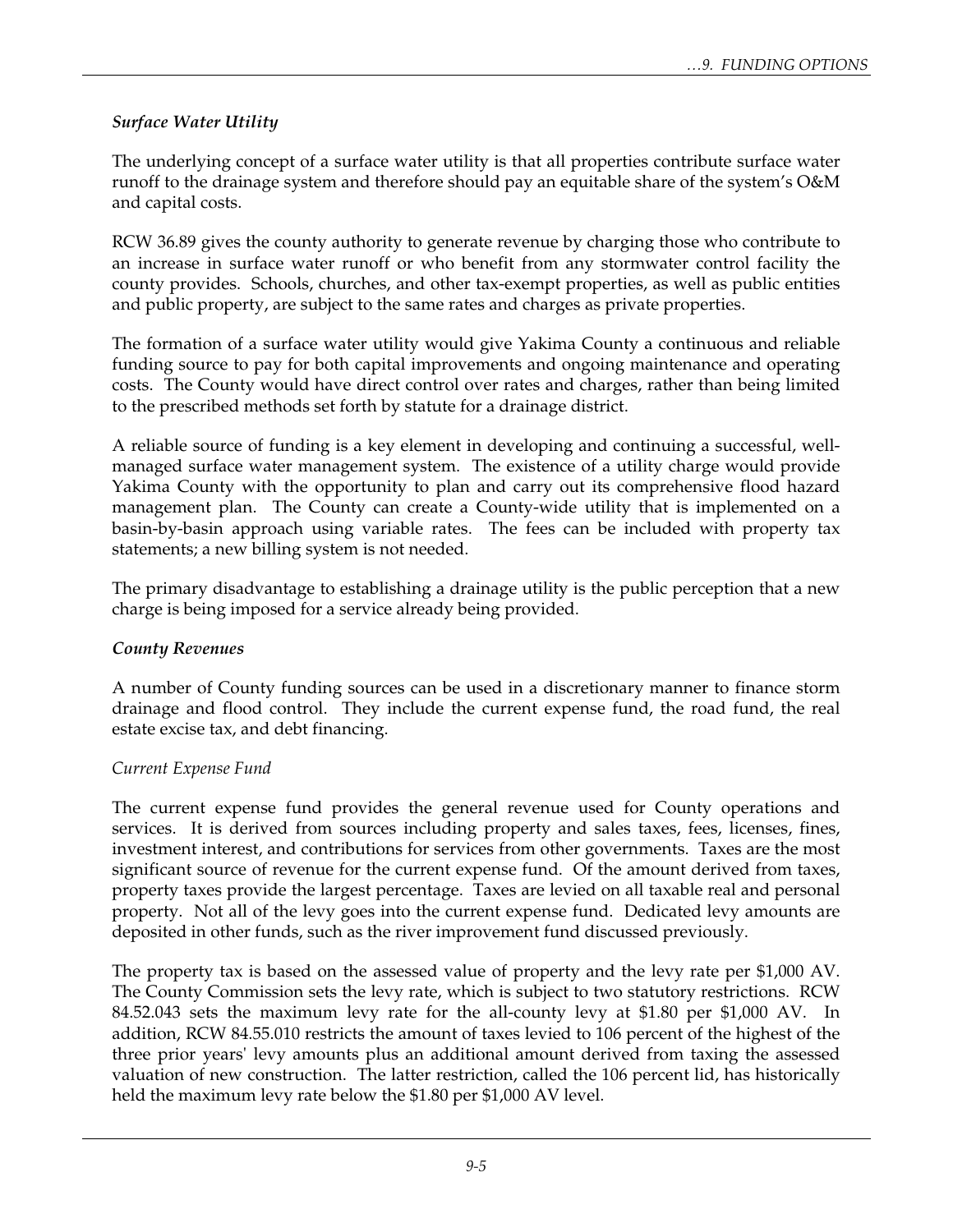### *Surface Water Utility*

The underlying concept of a surface water utility is that all properties contribute surface water runoff to the drainage system and therefore should pay an equitable share of the system's O&M and capital costs.

RCW 36.89 gives the county authority to generate revenue by charging those who contribute to an increase in surface water runoff or who benefit from any stormwater control facility the county provides. Schools, churches, and other tax-exempt properties, as well as public entities and public property, are subject to the same rates and charges as private properties.

The formation of a surface water utility would give Yakima County a continuous and reliable funding source to pay for both capital improvements and ongoing maintenance and operating costs. The County would have direct control over rates and charges, rather than being limited to the prescribed methods set forth by statute for a drainage district.

A reliable source of funding is a key element in developing and continuing a successful, well-managed surface water management system. The existence of a utility charge would provide Yakima County with the opportunity to plan and carry out its comprehensive flood hazard management plan. The County can create a County-wide utility that is implemented on a basin-by-basin approach using variable rates. The fees can be included with property tax statements; a new billing system is not needed.

The primary disadvantage to establishing a drainage utility is the public perception that a new charge is being imposed for a service already being provided.

### *County Revenues*

A number of County funding sources can be used in a discretionary manner to finance storm drainage and flood control. They include the current expense fund, the road fund, the real estate excise tax, and debt financing.

#### *Current Expense Fund*

The current expense fund provides the general revenue used for County operations and services. It is derived from sources including property and sales taxes, fees, licenses, fines, investment interest, and contributions for services from other governments. Taxes are the most significant source of revenue for the current expense fund. Of the amount derived from taxes, property taxes provide the largest percentage. Taxes are levied on all taxable real and personal property. Not all of the levy goes into the current expense fund. Dedicated levy amounts are deposited in other funds, such as the river improvement fund discussed previously.

The property tax is based on the assessed value of property and the levy rate per $1,000 AV. The County Commission sets the levy rate, which is subject to two statutory restrictions. RCW 84.52.043 sets the maximum levy rate for the all-county levy at $1.80 per $1,000 AV. In addition, RCW 84.55.010 restricts the amount of taxes levied to 106 percent of the highest of the three prior years' levy amounts plus an additional amount derived from taxing the assessed valuation of new construction. The latter restriction, called the 106 percent lid, has historically held the maximum levy rate below the $1.80 per $1,000 AV level.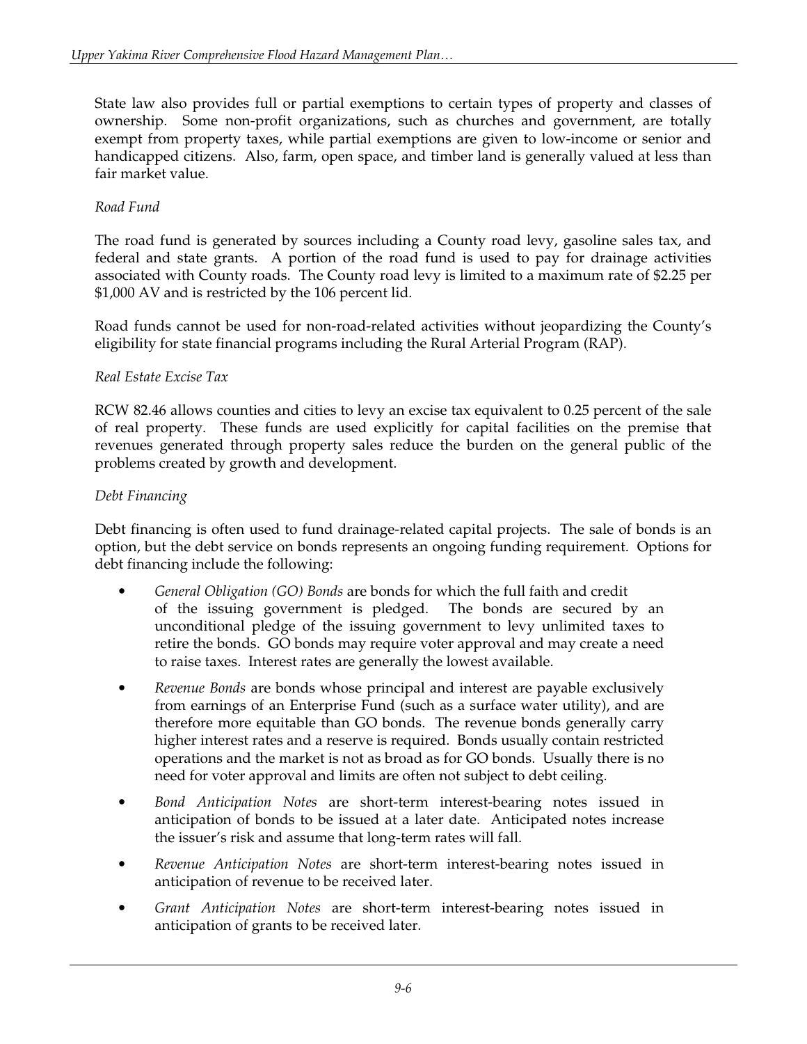State law also provides full or partial exemptions to certain types of property and classes of ownership. Some non-profit organizations, such as churches and government, are totally exempt from property taxes, while partial exemptions are given to low-income or senior and handicapped citizens. Also, farm, open space, and timber land is generally valued at less than fair market value.

*Road Fund*

The road fund is generated by sources including a County road levy, gasoline sales tax, and federal and state grants. A portion of the road fund is used to pay for drainage activities associated with County roads. The County road levy is limited to a maximum rate of $2.25 per $1,000 AV and is restricted by the 106 percent lid.

Road funds cannot be used for non-road-related activities without jeopardizing the County's eligibility for state financial programs including the Rural Arterial Program (RAP).

*Real Estate Excise Tax*

RCW 82.46 allows counties and cities to levy an excise tax equivalent to 0.25 percent of the sale of real property. These funds are used explicitly for capital facilities on the premise that revenues generated through property sales reduce the burden on the general public of the problems created by growth and development.

*Debt Financing*

Debt financing is often used to fund drainage-related capital projects. The sale of bonds is an option, but the debt service on bonds represents an ongoing funding requirement. Options for debt financing include the following:

- *General Obligation (GO) Bonds* are bonds for which the full faith and credit of the issuing government is pledged. The bonds are secured by an unconditional pledge of the issuing government to levy unlimited taxes to retire the bonds. GO bonds may require voter approval and may create a need to raise taxes. Interest rates are generally the lowest available.
- *Revenue Bonds* are bonds whose principal and interest are payable exclusively from earnings of an Enterprise Fund (such as a surface water utility), and are therefore more equitable than GO bonds. The revenue bonds generally carry higher interest rates and a reserve is required. Bonds usually contain restricted operations and the market is not as broad as for GO bonds. Usually there is no need for voter approval and limits are often not subject to debt ceiling.
- *Bond Anticipation Notes* are short-term interest-bearing notes issued in anticipation of bonds to be issued at a later date. Anticipated notes increase the issuer's risk and assume that long-term rates will fall.
- *Revenue Anticipation Notes* are short-term interest-bearing notes issued in anticipation of revenue to be received later.
- *Grant Anticipation Notes* are short-term interest-bearing notes issued in anticipation of grants to be received later.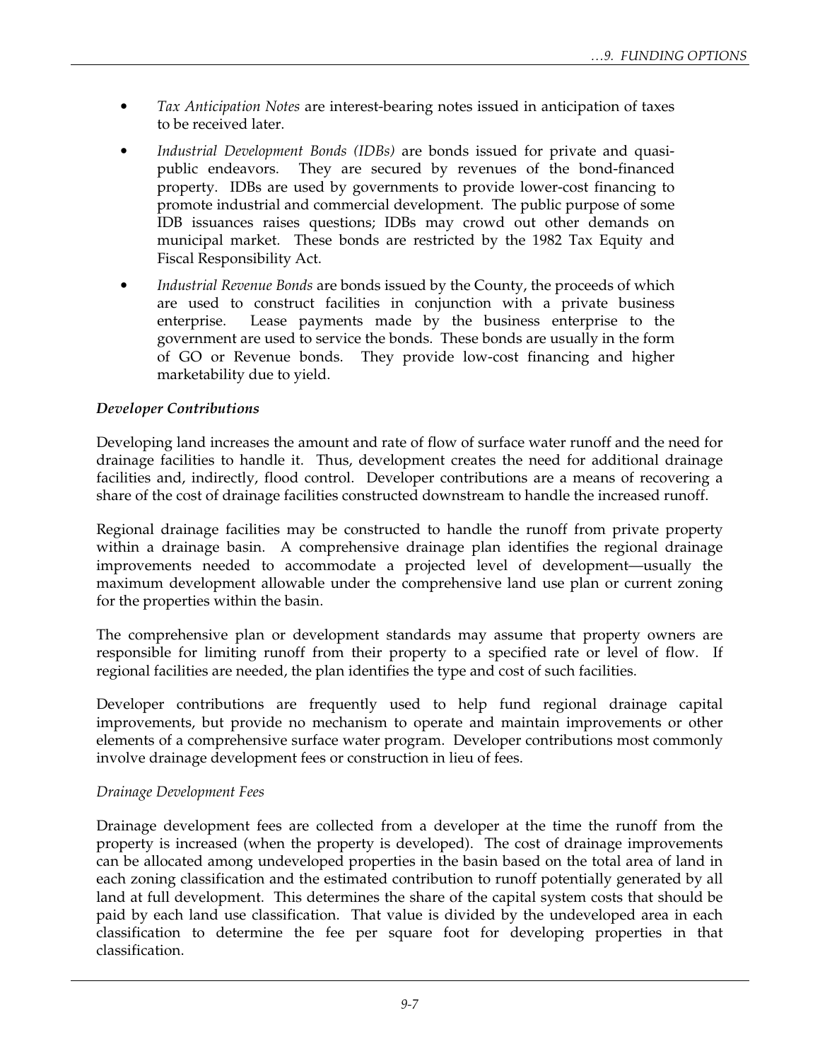- *Tax Anticipation Notes* are interest-bearing notes issued in anticipation of taxes to be received later.
- *Industrial Development Bonds (IDBs)* are bonds issued for private and quasi-public endeavors. They are secured by revenues of the bond-financed property. IDBs are used by governments to provide lower-cost financing to promote industrial and commercial development. The public purpose of some IDB issuances raises questions; IDBs may crowd out other demands on municipal market. These bonds are restricted by the 1982 Tax Equity and Fiscal Responsibility Act.
- *Industrial Revenue Bonds* are bonds issued by the County, the proceeds of which are used to construct facilities in conjunction with a private business enterprise. Lease payments made by the business enterprise to the government are used to service the bonds. These bonds are usually in the form of GO or Revenue bonds. They provide low-cost financing and higher marketability due to yield.

### *Developer Contributions*

Developing land increases the amount and rate of flow of surface water runoff and the need for drainage facilities to handle it. Thus, development creates the need for additional drainage facilities and, indirectly, flood control. Developer contributions are a means of recovering a share of the cost of drainage facilities constructed downstream to handle the increased runoff.

Regional drainage facilities may be constructed to handle the runoff from private property within a drainage basin. A comprehensive drainage plan identifies the regional drainage improvements needed to accommodate a projected level of development—usually the maximum development allowable under the comprehensive land use plan or current zoning for the properties within the basin.

The comprehensive plan or development standards may assume that property owners are responsible for limiting runoff from their property to a specified rate or level of flow. If regional facilities are needed, the plan identifies the type and cost of such facilities.

Developer contributions are frequently used to help fund regional drainage capital improvements, but provide no mechanism to operate and maintain improvements or other elements of a comprehensive surface water program. Developer contributions most commonly involve drainage development fees or construction in lieu of fees.

#### *Drainage Development Fees*

Drainage development fees are collected from a developer at the time the runoff from the property is increased (when the property is developed). The cost of drainage improvements can be allocated among undeveloped properties in the basin based on the total area of land in each zoning classification and the estimated contribution to runoff potentially generated by all land at full development. This determines the share of the capital system costs that should be paid by each land use classification. That value is divided by the undeveloped area in each classification to determine the fee per square foot for developing properties in that classification.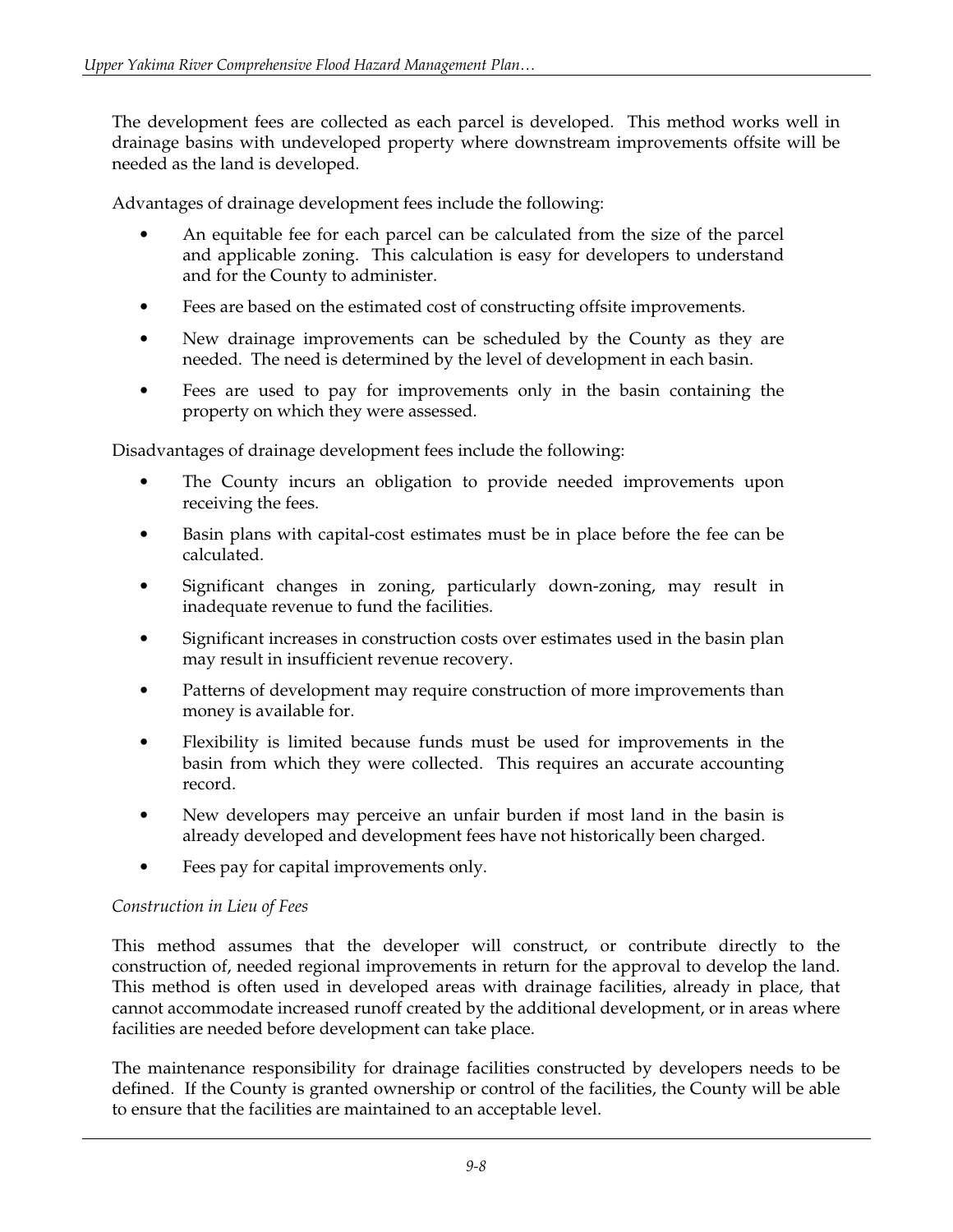The development fees are collected as each parcel is developed. This method works well in drainage basins with undeveloped property where downstream improvements offsite will be needed as the land is developed.

Advantages of drainage development fees include the following:

- An equitable fee for each parcel can be calculated from the size of the parcel and applicable zoning. This calculation is easy for developers to understand and for the County to administer.
- Fees are based on the estimated cost of constructing offsite improvements.
- New drainage improvements can be scheduled by the County as they are needed. The need is determined by the level of development in each basin.
- Fees are used to pay for improvements only in the basin containing the property on which they were assessed.

Disadvantages of drainage development fees include the following:

- The County incurs an obligation to provide needed improvements upon receiving the fees.
- Basin plans with capital-cost estimates must be in place before the fee can be calculated.
- Significant changes in zoning, particularly down-zoning, may result in inadequate revenue to fund the facilities.
- Significant increases in construction costs over estimates used in the basin plan may result in insufficient revenue recovery.
- Patterns of development may require construction of more improvements than money is available for.
- Flexibility is limited because funds must be used for improvements in the basin from which they were collected. This requires an accurate accounting record.
- New developers may perceive an unfair burden if most land in the basin is already developed and development fees have not historically been charged.
- Fees pay for capital improvements only.

*Construction in Lieu of Fees*

This method assumes that the developer will construct, or contribute directly to the construction of, needed regional improvements in return for the approval to develop the land. This method is often used in developed areas with drainage facilities, already in place, that cannot accommodate increased runoff created by the additional development, or in areas where facilities are needed before development can take place.

The maintenance responsibility for drainage facilities constructed by developers needs to be defined. If the County is granted ownership or control of the facilities, the County will be able to ensure that the facilities are maintained to an acceptable level.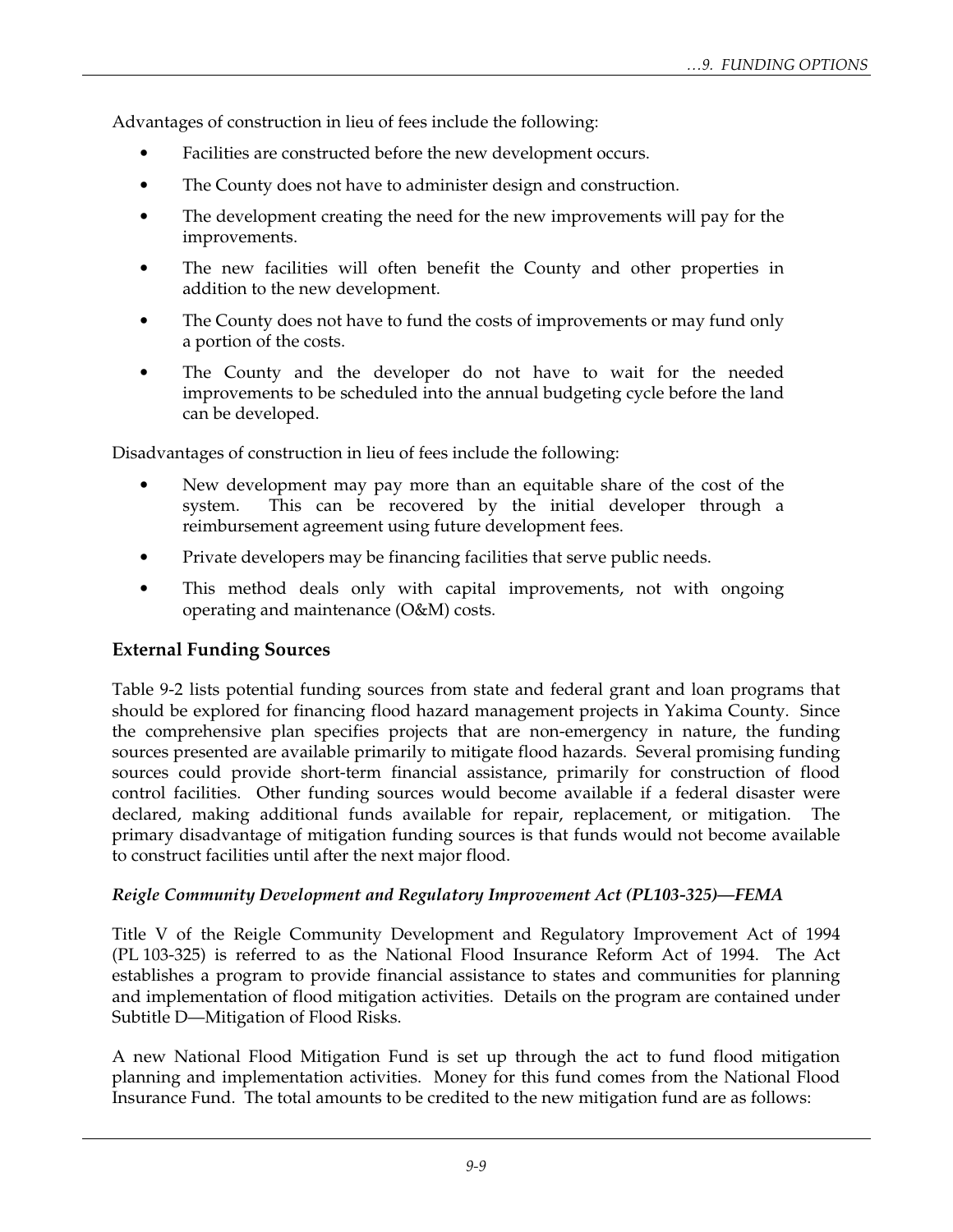Advantages of construction in lieu of fees include the following:

- Facilities are constructed before the new development occurs.
- The County does not have to administer design and construction.
- The development creating the need for the new improvements will pay for the improvements.
- The new facilities will often benefit the County and other properties in addition to the new development.
- The County does not have to fund the costs of improvements or may fund only a portion of the costs.
- The County and the developer do not have to wait for the needed improvements to be scheduled into the annual budgeting cycle before the land can be developed.

Disadvantages of construction in lieu of fees include the following:

- New development may pay more than an equitable share of the cost of the system. This can be recovered by the initial developer through a reimbursement agreement using future development fees.
- Private developers may be financing facilities that serve public needs.
- This method deals only with capital improvements, not with ongoing operating and maintenance (O&M) costs.

## External Funding Sources

Table 9-2 lists potential funding sources from state and federal grant and loan programs that should be explored for financing flood hazard management projects in Yakima County. Since the comprehensive plan specifies projects that are non-emergency in nature, the funding sources presented are available primarily to mitigate flood hazards. Several promising funding sources could provide short-term financial assistance, primarily for construction of flood control facilities. Other funding sources would become available if a federal disaster were declared, making additional funds available for repair, replacement, or mitigation. The primary disadvantage of mitigation funding sources is that funds would not become available to construct facilities until after the next major flood.

### *Reigle Community Development and Regulatory Improvement Act (PL103-325)—FEMA*

Title V of the Reigle Community Development and Regulatory Improvement Act of 1994 (PL 103-325) is referred to as the National Flood Insurance Reform Act of 1994. The Act establishes a program to provide financial assistance to states and communities for planning and implementation of flood mitigation activities. Details on the program are contained under Subtitle D—Mitigation of Flood Risks.

A new National Flood Mitigation Fund is set up through the act to fund flood mitigation planning and implementation activities. Money for this fund comes from the National Flood Insurance Fund. The total amounts to be credited to the new mitigation fund are as follows: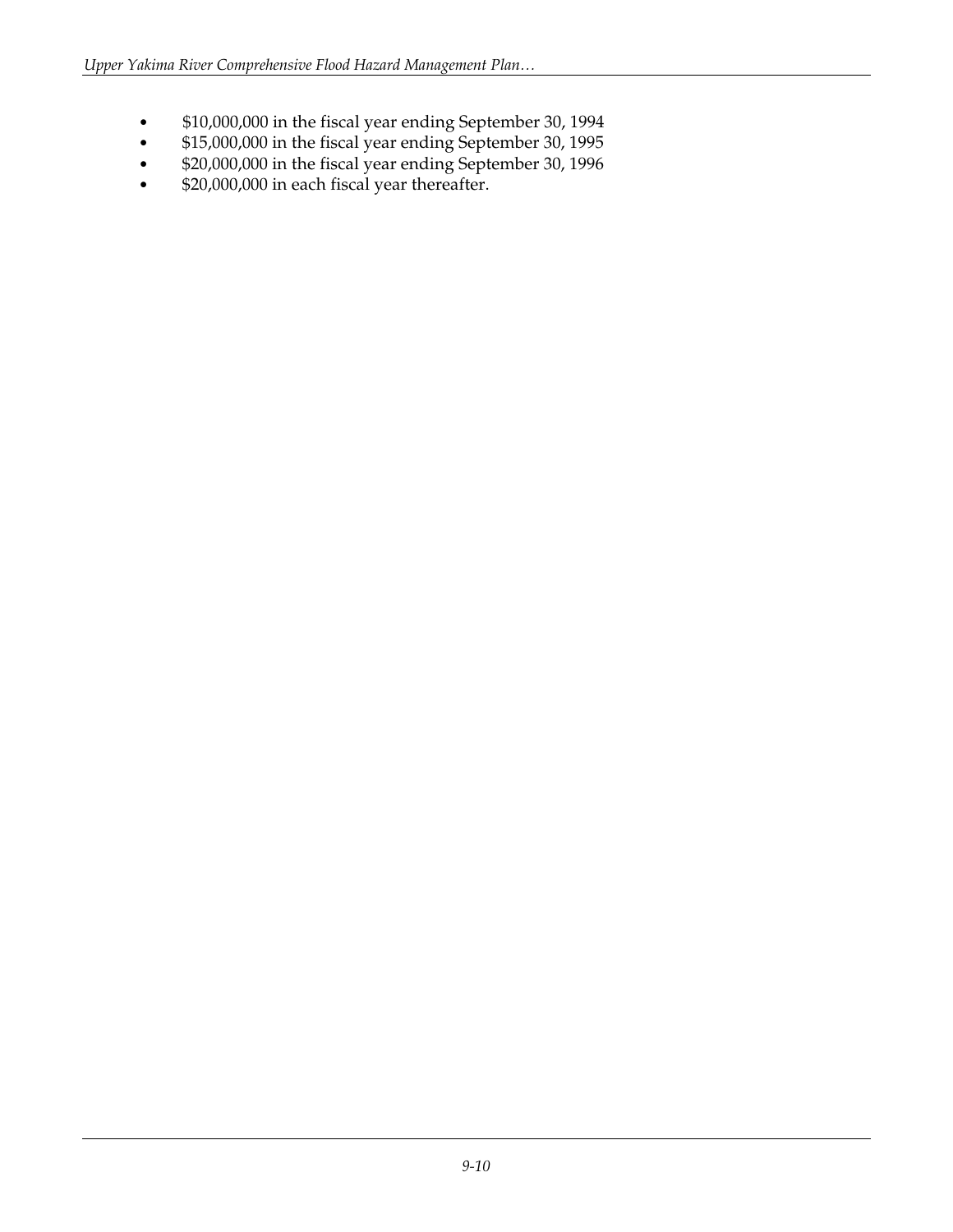- $10,000,000 in the fiscal year ending September 30, 1994
- $15,000,000 in the fiscal year ending September 30, 1995
- $20,000,000 in the fiscal year ending September 30, 1996
- $20,000,000 in each fiscal year thereafter.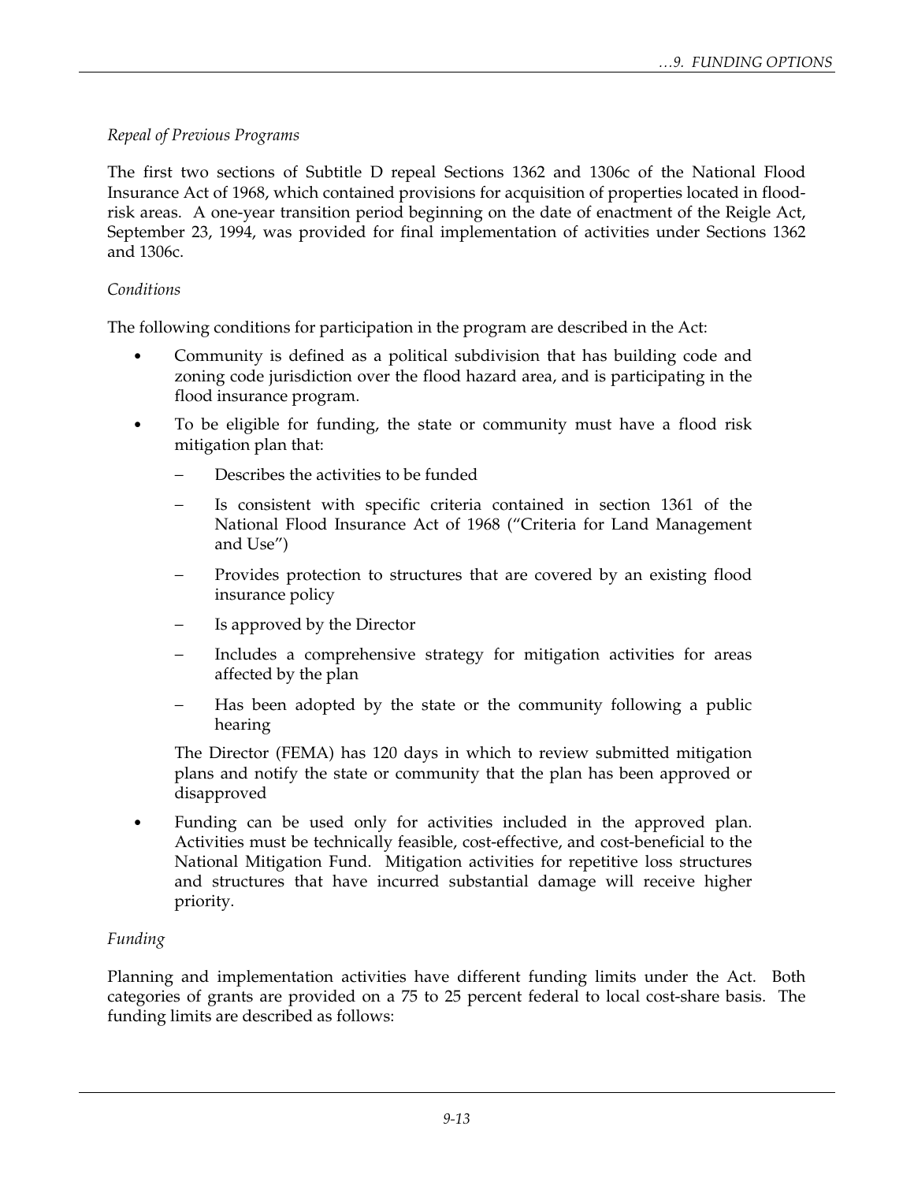*Repeal of Previous Programs*

The first two sections of Subtitle D repeal Sections 1362 and 1306c of the National Flood Insurance Act of 1968, which contained provisions for acquisition of properties located in flood-risk areas. A one-year transition period beginning on the date of enactment of the Reigle Act, September 23, 1994, was provided for final implementation of activities under Sections 1362 and 1306c.

*Conditions*

The following conditions for participation in the program are described in the Act:

- Community is defined as a political subdivision that has building code and zoning code jurisdiction over the flood hazard area, and is participating in the flood insurance program.
- To be eligible for funding, the state or community must have a flood risk mitigation plan that:
  - Describes the activities to be funded
  - Is consistent with specific criteria contained in section 1361 of the National Flood Insurance Act of 1968 ("Criteria for Land Management and Use")
  - Provides protection to structures that are covered by an existing flood insurance policy
  - Is approved by the Director
  - Includes a comprehensive strategy for mitigation activities for areas affected by the plan
  - Has been adopted by the state or the community following a public hearing

  The Director (FEMA) has 120 days in which to review submitted mitigation plans and notify the state or community that the plan has been approved or disapproved
- Funding can be used only for activities included in the approved plan. Activities must be technically feasible, cost-effective, and cost-beneficial to the National Mitigation Fund. Mitigation activities for repetitive loss structures and structures that have incurred substantial damage will receive higher priority.

*Funding*

Planning and implementation activities have different funding limits under the Act. Both categories of grants are provided on a 75 to 25 percent federal to local cost-share basis. The funding limits are described as follows: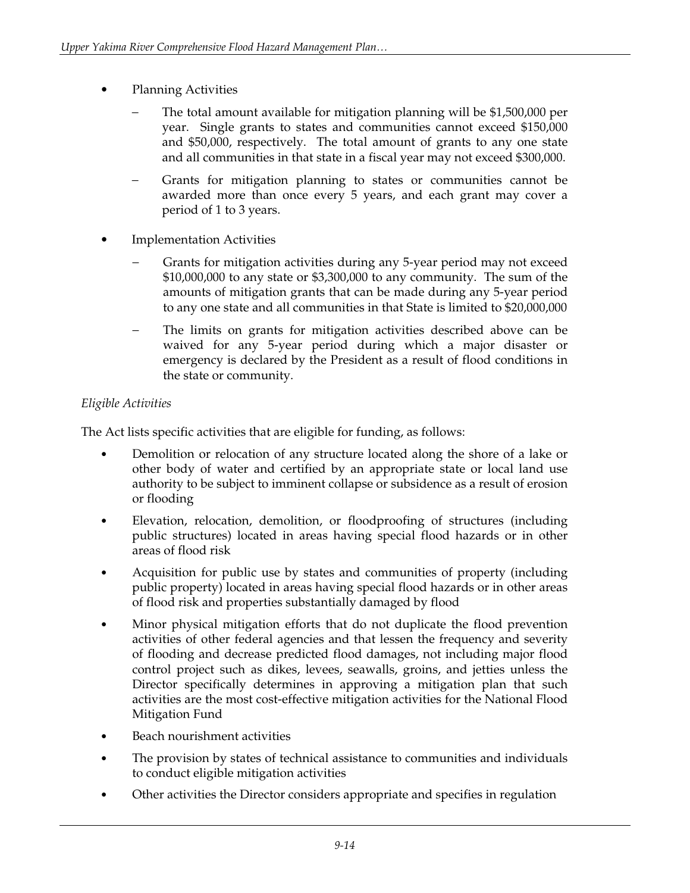- Planning Activities
  - The total amount available for mitigation planning will be $1,500,000 per year. Single grants to states and communities cannot exceed $150,000 and $50,000, respectively. The total amount of grants to any one state and all communities in that state in a fiscal year may not exceed $300,000.
  - Grants for mitigation planning to states or communities cannot be awarded more than once every 5 years, and each grant may cover a period of 1 to 3 years.
- Implementation Activities
  - Grants for mitigation activities during any 5-year period may not exceed $10,000,000 to any state or $3,300,000 to any community. The sum of the amounts of mitigation grants that can be made during any 5-year period to any one state and all communities in that State is limited to $20,000,000
  - The limits on grants for mitigation activities described above can be waived for any 5-year period during which a major disaster or emergency is declared by the President as a result of flood conditions in the state or community.

*Eligible Activities*

The Act lists specific activities that are eligible for funding, as follows:

- Demolition or relocation of any structure located along the shore of a lake or other body of water and certified by an appropriate state or local land use authority to be subject to imminent collapse or subsidence as a result of erosion or flooding
- Elevation, relocation, demolition, or floodproofing of structures (including public structures) located in areas having special flood hazards or in other areas of flood risk
- Acquisition for public use by states and communities of property (including public property) located in areas having special flood hazards or in other areas of flood risk and properties substantially damaged by flood
- Minor physical mitigation efforts that do not duplicate the flood prevention activities of other federal agencies and that lessen the frequency and severity of flooding and decrease predicted flood damages, not including major flood control project such as dikes, levees, seawalls, groins, and jetties unless the Director specifically determines in approving a mitigation plan that such activities are the most cost-effective mitigation activities for the National Flood Mitigation Fund
- Beach nourishment activities
- The provision by states of technical assistance to communities and individuals to conduct eligible mitigation activities
- Other activities the Director considers appropriate and specifies in regulation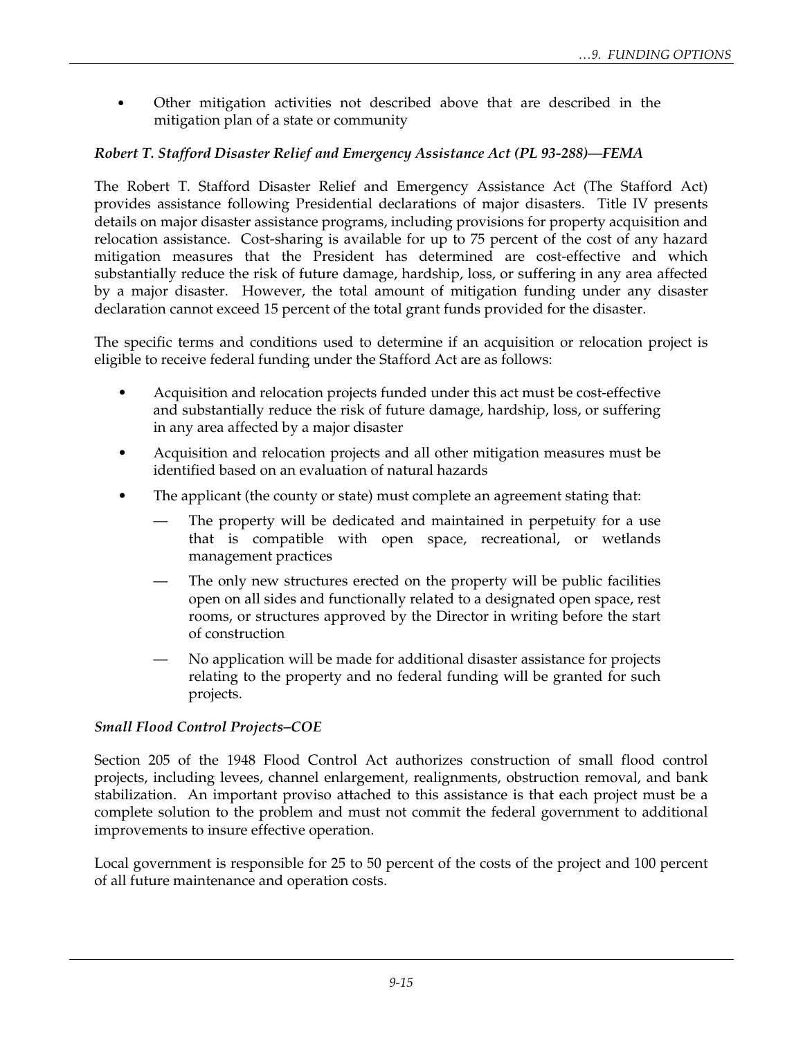- Other mitigation activities not described above that are described in the mitigation plan of a state or community

***Robert T. Stafford Disaster Relief and Emergency Assistance Act (PL 93-288)—FEMA***

The Robert T. Stafford Disaster Relief and Emergency Assistance Act (The Stafford Act) provides assistance following Presidential declarations of major disasters. Title IV presents details on major disaster assistance programs, including provisions for property acquisition and relocation assistance. Cost-sharing is available for up to 75 percent of the cost of any hazard mitigation measures that the President has determined are cost-effective and which substantially reduce the risk of future damage, hardship, loss, or suffering in any area affected by a major disaster. However, the total amount of mitigation funding under any disaster declaration cannot exceed 15 percent of the total grant funds provided for the disaster.

The specific terms and conditions used to determine if an acquisition or relocation project is eligible to receive federal funding under the Stafford Act are as follows:

- Acquisition and relocation projects funded under this act must be cost-effective and substantially reduce the risk of future damage, hardship, loss, or suffering in any area affected by a major disaster
- Acquisition and relocation projects and all other mitigation measures must be identified based on an evaluation of natural hazards
- The applicant (the county or state) must complete an agreement stating that:
  - The property will be dedicated and maintained in perpetuity for a use that is compatible with open space, recreational, or wetlands management practices
  - The only new structures erected on the property will be public facilities open on all sides and functionally related to a designated open space, rest rooms, or structures approved by the Director in writing before the start of construction
  - No application will be made for additional disaster assistance for projects relating to the property and no federal funding will be granted for such projects.

***Small Flood Control Projects–COE***

Section 205 of the 1948 Flood Control Act authorizes construction of small flood control projects, including levees, channel enlargement, realignments, obstruction removal, and bank stabilization. An important proviso attached to this assistance is that each project must be a complete solution to the problem and must not commit the federal government to additional improvements to insure effective operation.

Local government is responsible for 25 to 50 percent of the costs of the project and 100 percent of all future maintenance and operation costs.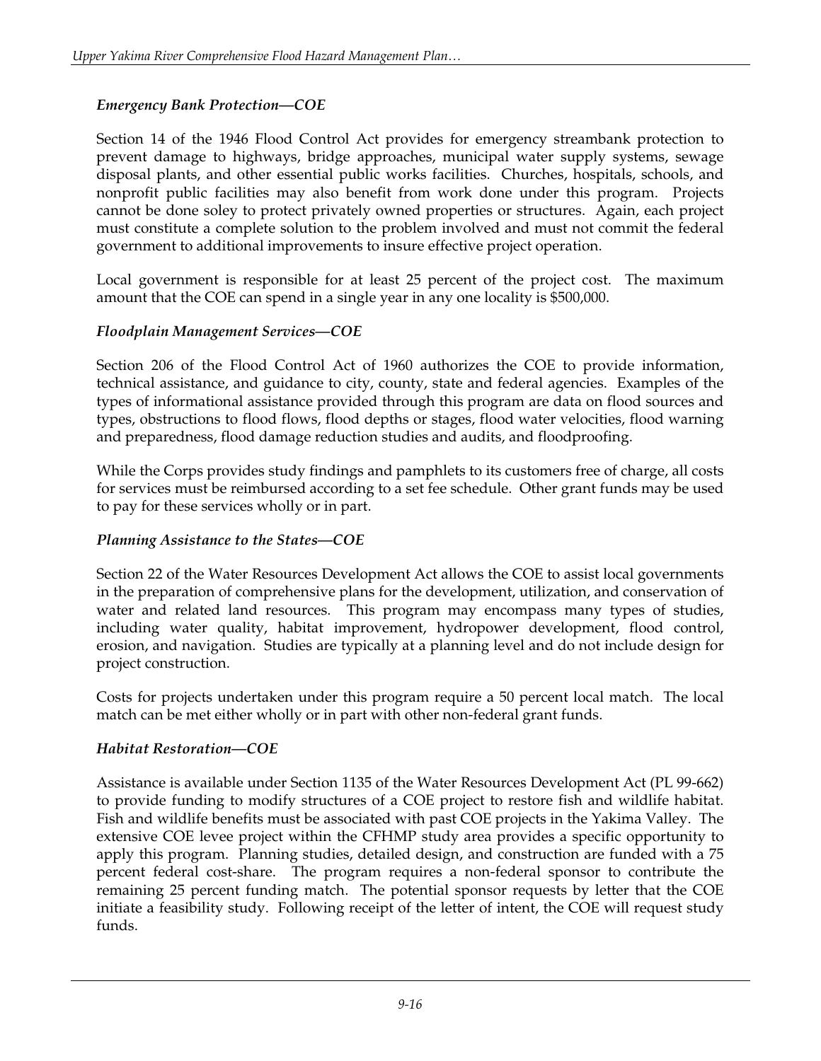### *Emergency Bank Protection—COE*

Section 14 of the 1946 Flood Control Act provides for emergency streambank protection to prevent damage to highways, bridge approaches, municipal water supply systems, sewage disposal plants, and other essential public works facilities. Churches, hospitals, schools, and nonprofit public facilities may also benefit from work done under this program. Projects cannot be done soley to protect privately owned properties or structures. Again, each project must constitute a complete solution to the problem involved and must not commit the federal government to additional improvements to insure effective project operation.

Local government is responsible for at least 25 percent of the project cost. The maximum amount that the COE can spend in a single year in any one locality is $500,000.

### *Floodplain Management Services—COE*

Section 206 of the Flood Control Act of 1960 authorizes the COE to provide information, technical assistance, and guidance to city, county, state and federal agencies. Examples of the types of informational assistance provided through this program are data on flood sources and types, obstructions to flood flows, flood depths or stages, flood water velocities, flood warning and preparedness, flood damage reduction studies and audits, and floodproofing.

While the Corps provides study findings and pamphlets to its customers free of charge, all costs for services must be reimbursed according to a set fee schedule. Other grant funds may be used to pay for these services wholly or in part.

### *Planning Assistance to the States—COE*

Section 22 of the Water Resources Development Act allows the COE to assist local governments in the preparation of comprehensive plans for the development, utilization, and conservation of water and related land resources. This program may encompass many types of studies, including water quality, habitat improvement, hydropower development, flood control, erosion, and navigation. Studies are typically at a planning level and do not include design for project construction.

Costs for projects undertaken under this program require a 50 percent local match. The local match can be met either wholly or in part with other non-federal grant funds.

### *Habitat Restoration—COE*

Assistance is available under Section 1135 of the Water Resources Development Act (PL 99-662) to provide funding to modify structures of a COE project to restore fish and wildlife habitat. Fish and wildlife benefits must be associated with past COE projects in the Yakima Valley. The extensive COE levee project within the CFHMP study area provides a specific opportunity to apply this program. Planning studies, detailed design, and construction are funded with a 75 percent federal cost-share. The program requires a non-federal sponsor to contribute the remaining 25 percent funding match. The potential sponsor requests by letter that the COE initiate a feasibility study. Following receipt of the letter of intent, the COE will request study funds.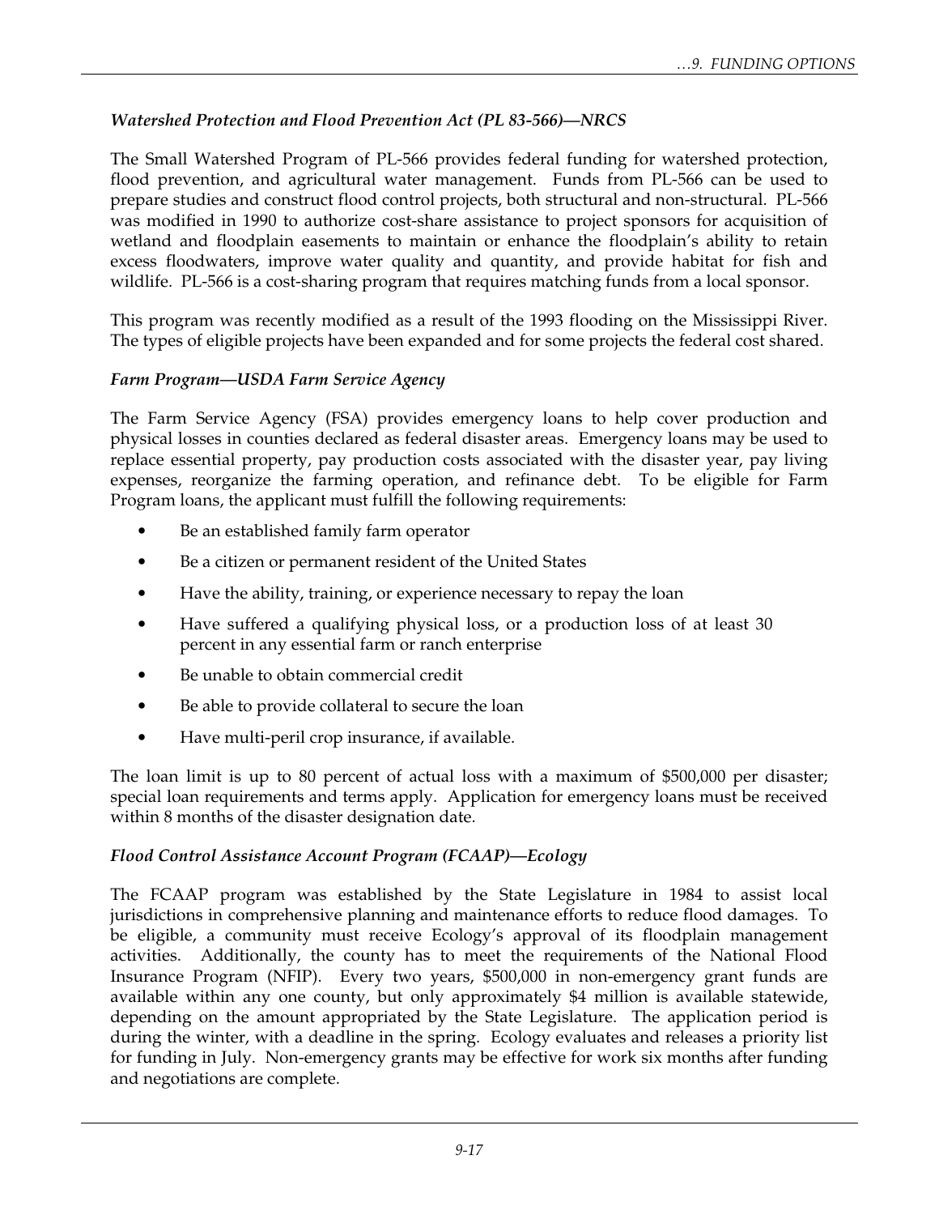### *Watershed Protection and Flood Prevention Act (PL 83-566)—NRCS*

The Small Watershed Program of PL-566 provides federal funding for watershed protection, flood prevention, and agricultural water management. Funds from PL-566 can be used to prepare studies and construct flood control projects, both structural and non-structural. PL-566 was modified in 1990 to authorize cost-share assistance to project sponsors for acquisition of wetland and floodplain easements to maintain or enhance the floodplain's ability to retain excess floodwaters, improve water quality and quantity, and provide habitat for fish and wildlife. PL-566 is a cost-sharing program that requires matching funds from a local sponsor.

This program was recently modified as a result of the 1993 flooding on the Mississippi River. The types of eligible projects have been expanded and for some projects the federal cost shared.

### *Farm Program—USDA Farm Service Agency*

The Farm Service Agency (FSA) provides emergency loans to help cover production and physical losses in counties declared as federal disaster areas. Emergency loans may be used to replace essential property, pay production costs associated with the disaster year, pay living expenses, reorganize the farming operation, and refinance debt. To be eligible for Farm Program loans, the applicant must fulfill the following requirements:

- Be an established family farm operator
- Be a citizen or permanent resident of the United States
- Have the ability, training, or experience necessary to repay the loan
- Have suffered a qualifying physical loss, or a production loss of at least 30 percent in any essential farm or ranch enterprise
- Be unable to obtain commercial credit
- Be able to provide collateral to secure the loan
- Have multi-peril crop insurance, if available.

The loan limit is up to 80 percent of actual loss with a maximum of $500,000 per disaster; special loan requirements and terms apply. Application for emergency loans must be received within 8 months of the disaster designation date.

### *Flood Control Assistance Account Program (FCAAP)—Ecology*

The FCAAP program was established by the State Legislature in 1984 to assist local jurisdictions in comprehensive planning and maintenance efforts to reduce flood damages. To be eligible, a community must receive Ecology's approval of its floodplain management activities. Additionally, the county has to meet the requirements of the National Flood Insurance Program (NFIP). Every two years, $500,000 in non-emergency grant funds are available within any one county, but only approximately $4 million is available statewide, depending on the amount appropriated by the State Legislature. The application period is during the winter, with a deadline in the spring. Ecology evaluates and releases a priority list for funding in July. Non-emergency grants may be effective for work six months after funding and negotiations are complete.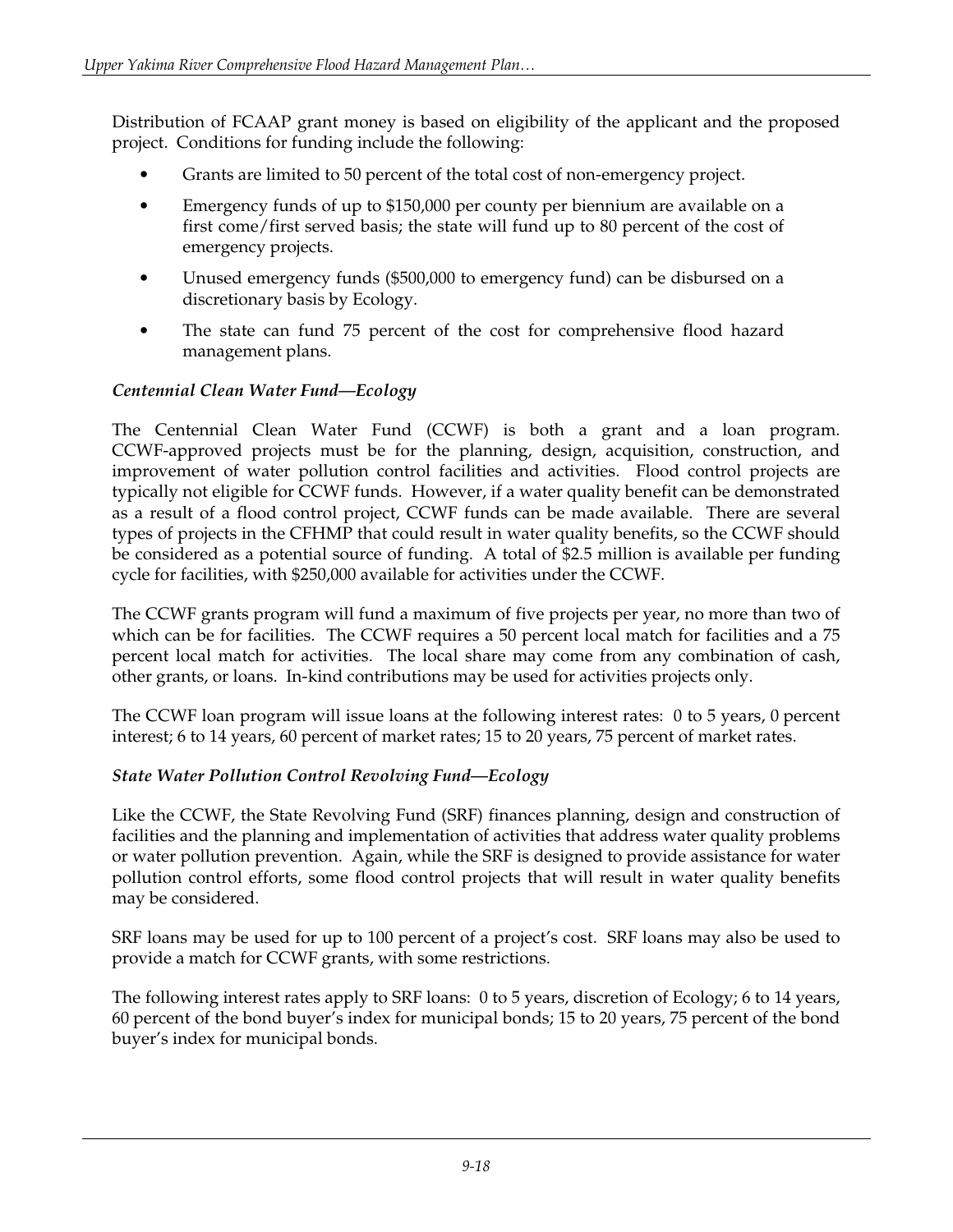Distribution of FCAAP grant money is based on eligibility of the applicant and the proposed project. Conditions for funding include the following:

- Grants are limited to 50 percent of the total cost of non-emergency project.
- Emergency funds of up to $150,000 per county per biennium are available on a first come/first served basis; the state will fund up to 80 percent of the cost of emergency projects.
- Unused emergency funds ($500,000 to emergency fund) can be disbursed on a discretionary basis by Ecology.
- The state can fund 75 percent of the cost for comprehensive flood hazard management plans.

***Centennial Clean Water Fund—Ecology***

The Centennial Clean Water Fund (CCWF) is both a grant and a loan program. CCWF-approved projects must be for the planning, design, acquisition, construction, and improvement of water pollution control facilities and activities. Flood control projects are typically not eligible for CCWF funds. However, if a water quality benefit can be demonstrated as a result of a flood control project, CCWF funds can be made available. There are several types of projects in the CFHMP that could result in water quality benefits, so the CCWF should be considered as a potential source of funding. A total of $2.5 million is available per funding cycle for facilities, with $250,000 available for activities under the CCWF.

The CCWF grants program will fund a maximum of five projects per year, no more than two of which can be for facilities. The CCWF requires a 50 percent local match for facilities and a 75 percent local match for activities. The local share may come from any combination of cash, other grants, or loans. In-kind contributions may be used for activities projects only.

The CCWF loan program will issue loans at the following interest rates: 0 to 5 years, 0 percent interest; 6 to 14 years, 60 percent of market rates; 15 to 20 years, 75 percent of market rates.

***State Water Pollution Control Revolving Fund—Ecology***

Like the CCWF, the State Revolving Fund (SRF) finances planning, design and construction of facilities and the planning and implementation of activities that address water quality problems or water pollution prevention. Again, while the SRF is designed to provide assistance for water pollution control efforts, some flood control projects that will result in water quality benefits may be considered.

SRF loans may be used for up to 100 percent of a project's cost. SRF loans may also be used to provide a match for CCWF grants, with some restrictions.

The following interest rates apply to SRF loans: 0 to 5 years, discretion of Ecology; 6 to 14 years, 60 percent of the bond buyer's index for municipal bonds; 15 to 20 years, 75 percent of the bond buyer's index for municipal bonds.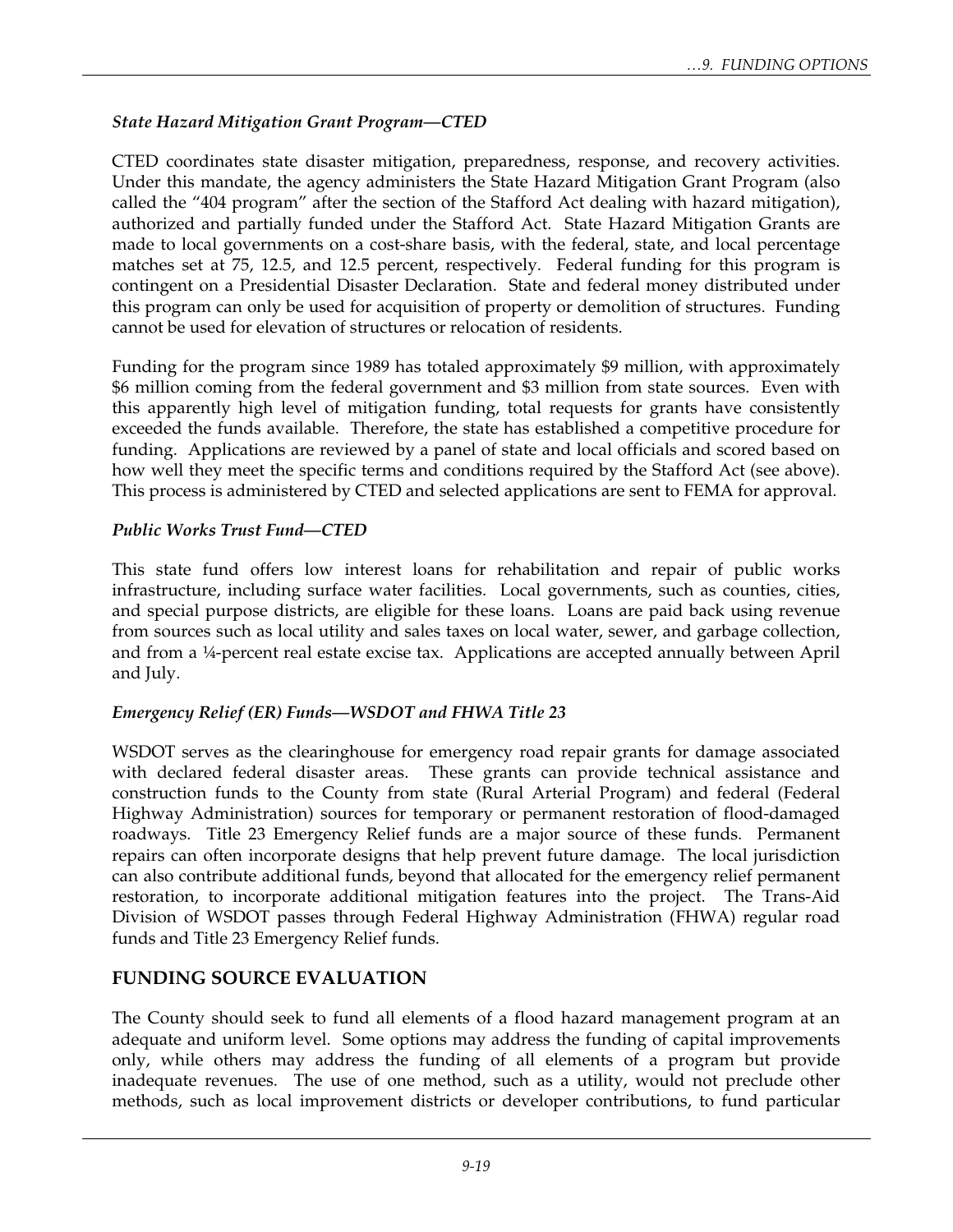*State Hazard Mitigation Grant Program—CTED*

CTED coordinates state disaster mitigation, preparedness, response, and recovery activities. Under this mandate, the agency administers the State Hazard Mitigation Grant Program (also called the "404 program" after the section of the Stafford Act dealing with hazard mitigation), authorized and partially funded under the Stafford Act. State Hazard Mitigation Grants are made to local governments on a cost-share basis, with the federal, state, and local percentage matches set at 75, 12.5, and 12.5 percent, respectively. Federal funding for this program is contingent on a Presidential Disaster Declaration. State and federal money distributed under this program can only be used for acquisition of property or demolition of structures. Funding cannot be used for elevation of structures or relocation of residents.

Funding for the program since 1989 has totaled approximately $9 million, with approximately $6 million coming from the federal government and $3 million from state sources. Even with this apparently high level of mitigation funding, total requests for grants have consistently exceeded the funds available. Therefore, the state has established a competitive procedure for funding. Applications are reviewed by a panel of state and local officials and scored based on how well they meet the specific terms and conditions required by the Stafford Act (see above). This process is administered by CTED and selected applications are sent to FEMA for approval.

*Public Works Trust Fund—CTED*

This state fund offers low interest loans for rehabilitation and repair of public works infrastructure, including surface water facilities. Local governments, such as counties, cities, and special purpose districts, are eligible for these loans. Loans are paid back using revenue from sources such as local utility and sales taxes on local water, sewer, and garbage collection, and from a ¼-percent real estate excise tax. Applications are accepted annually between April and July.

*Emergency Relief (ER) Funds—WSDOT and FHWA Title 23*

WSDOT serves as the clearinghouse for emergency road repair grants for damage associated with declared federal disaster areas. These grants can provide technical assistance and construction funds to the County from state (Rural Arterial Program) and federal (Federal Highway Administration) sources for temporary or permanent restoration of flood-damaged roadways. Title 23 Emergency Relief funds are a major source of these funds. Permanent repairs can often incorporate designs that help prevent future damage. The local jurisdiction can also contribute additional funds, beyond that allocated for the emergency relief permanent restoration, to incorporate additional mitigation features into the project. The Trans-Aid Division of WSDOT passes through Federal Highway Administration (FHWA) regular road funds and Title 23 Emergency Relief funds.

## FUNDING SOURCE EVALUATION

The County should seek to fund all elements of a flood hazard management program at an adequate and uniform level. Some options may address the funding of capital improvements only, while others may address the funding of all elements of a program but provide inadequate revenues. The use of one method, such as a utility, would not preclude other methods, such as local improvement districts or developer contributions, to fund particular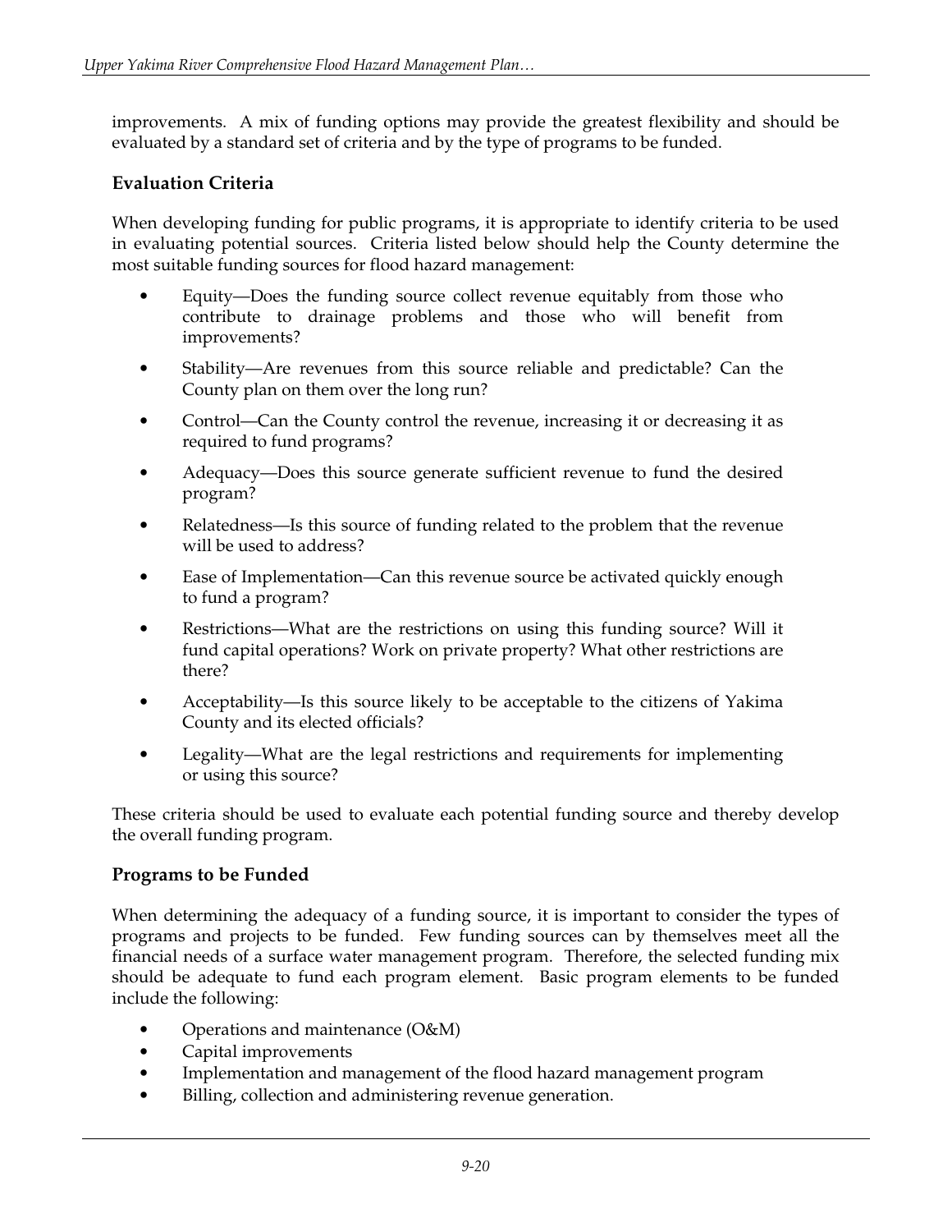improvements. A mix of funding options may provide the greatest flexibility and should be evaluated by a standard set of criteria and by the type of programs to be funded.

### Evaluation Criteria

When developing funding for public programs, it is appropriate to identify criteria to be used in evaluating potential sources. Criteria listed below should help the County determine the most suitable funding sources for flood hazard management:

- Equity—Does the funding source collect revenue equitably from those who contribute to drainage problems and those who will benefit from improvements?
- Stability—Are revenues from this source reliable and predictable? Can the County plan on them over the long run?
- Control—Can the County control the revenue, increasing it or decreasing it as required to fund programs?
- Adequacy—Does this source generate sufficient revenue to fund the desired program?
- Relatedness—Is this source of funding related to the problem that the revenue will be used to address?
- Ease of Implementation—Can this revenue source be activated quickly enough to fund a program?
- Restrictions—What are the restrictions on using this funding source? Will it fund capital operations? Work on private property? What other restrictions are there?
- Acceptability—Is this source likely to be acceptable to the citizens of Yakima County and its elected officials?
- Legality—What are the legal restrictions and requirements for implementing or using this source?

These criteria should be used to evaluate each potential funding source and thereby develop the overall funding program.

### Programs to be Funded

When determining the adequacy of a funding source, it is important to consider the types of programs and projects to be funded. Few funding sources can by themselves meet all the financial needs of a surface water management program. Therefore, the selected funding mix should be adequate to fund each program element. Basic program elements to be funded include the following:

- Operations and maintenance (O&M)
- Capital improvements
- Implementation and management of the flood hazard management program
- Billing, collection and administering revenue generation.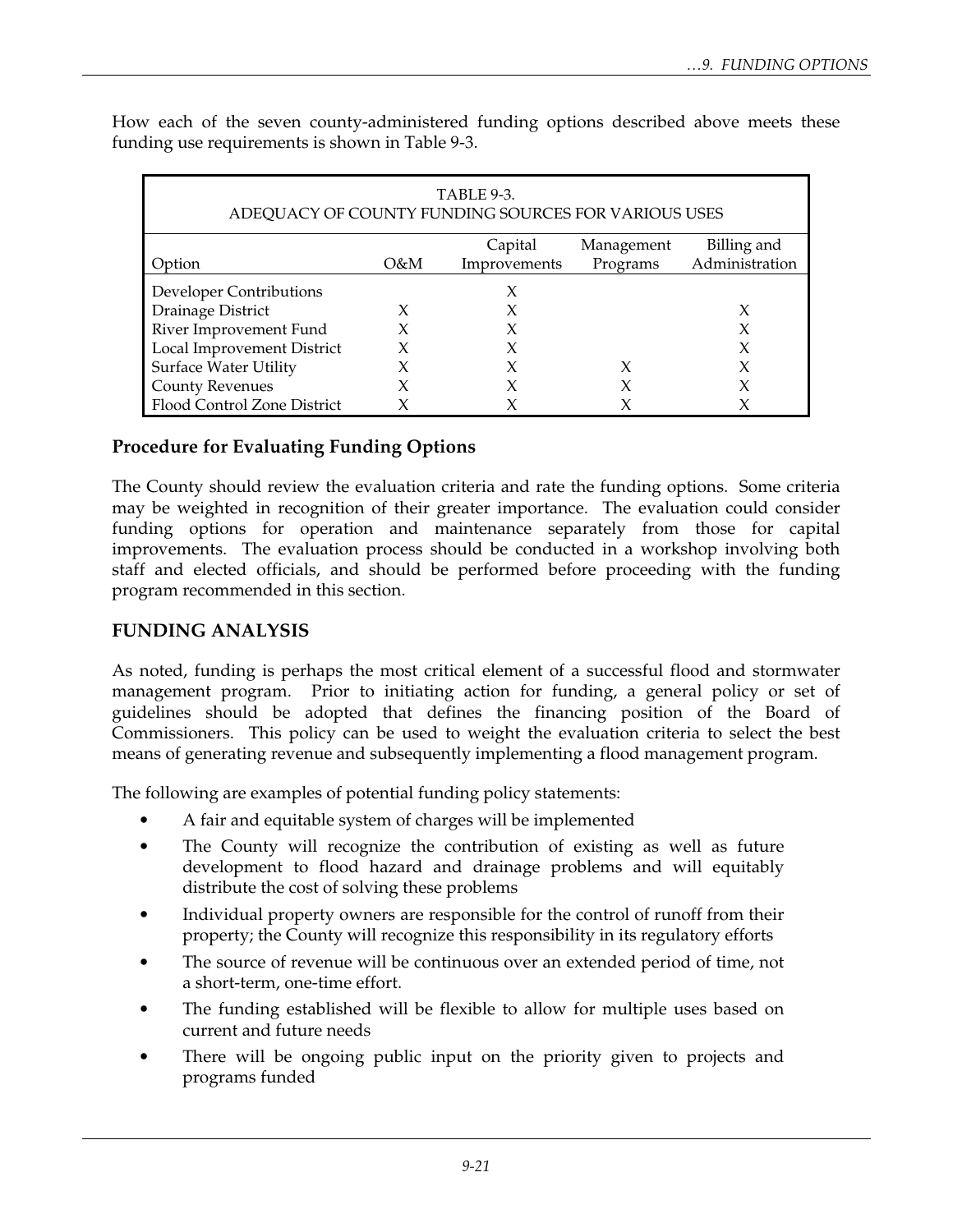How each of the seven county-administered funding options described above meets these funding use requirements is shown in Table 9-3.

| TABLE 9-3. ADEQUACY OF COUNTY FUNDING SOURCES FOR VARIOUS USES | | | | |
|---|---|---|---|---|
| Option | O&M | Capital Improvements | Management Programs | Billing and Administration |
| Developer Contributions | | X | | |
| Drainage District | X | X | | X |
| River Improvement Fund | X | X | | X |
| Local Improvement District | X | X | | X |
| Surface Water Utility | X | X | X | X |
| County Revenues | X | X | X | X |
| Flood Control Zone District | X | X | X | X |

### Procedure for Evaluating Funding Options

The County should review the evaluation criteria and rate the funding options. Some criteria may be weighted in recognition of their greater importance. The evaluation could consider funding options for operation and maintenance separately from those for capital improvements. The evaluation process should be conducted in a workshop involving both staff and elected officials, and should be performed before proceeding with the funding program recommended in this section.

## FUNDING ANALYSIS

As noted, funding is perhaps the most critical element of a successful flood and stormwater management program. Prior to initiating action for funding, a general policy or set of guidelines should be adopted that defines the financing position of the Board of Commissioners. This policy can be used to weight the evaluation criteria to select the best means of generating revenue and subsequently implementing a flood management program.

The following are examples of potential funding policy statements:

- A fair and equitable system of charges will be implemented
- The County will recognize the contribution of existing as well as future development to flood hazard and drainage problems and will equitably distribute the cost of solving these problems
- Individual property owners are responsible for the control of runoff from their property; the County will recognize this responsibility in its regulatory efforts
- The source of revenue will be continuous over an extended period of time, not a short-term, one-time effort.
- The funding established will be flexible to allow for multiple uses based on current and future needs
- There will be ongoing public input on the priority given to projects and programs funded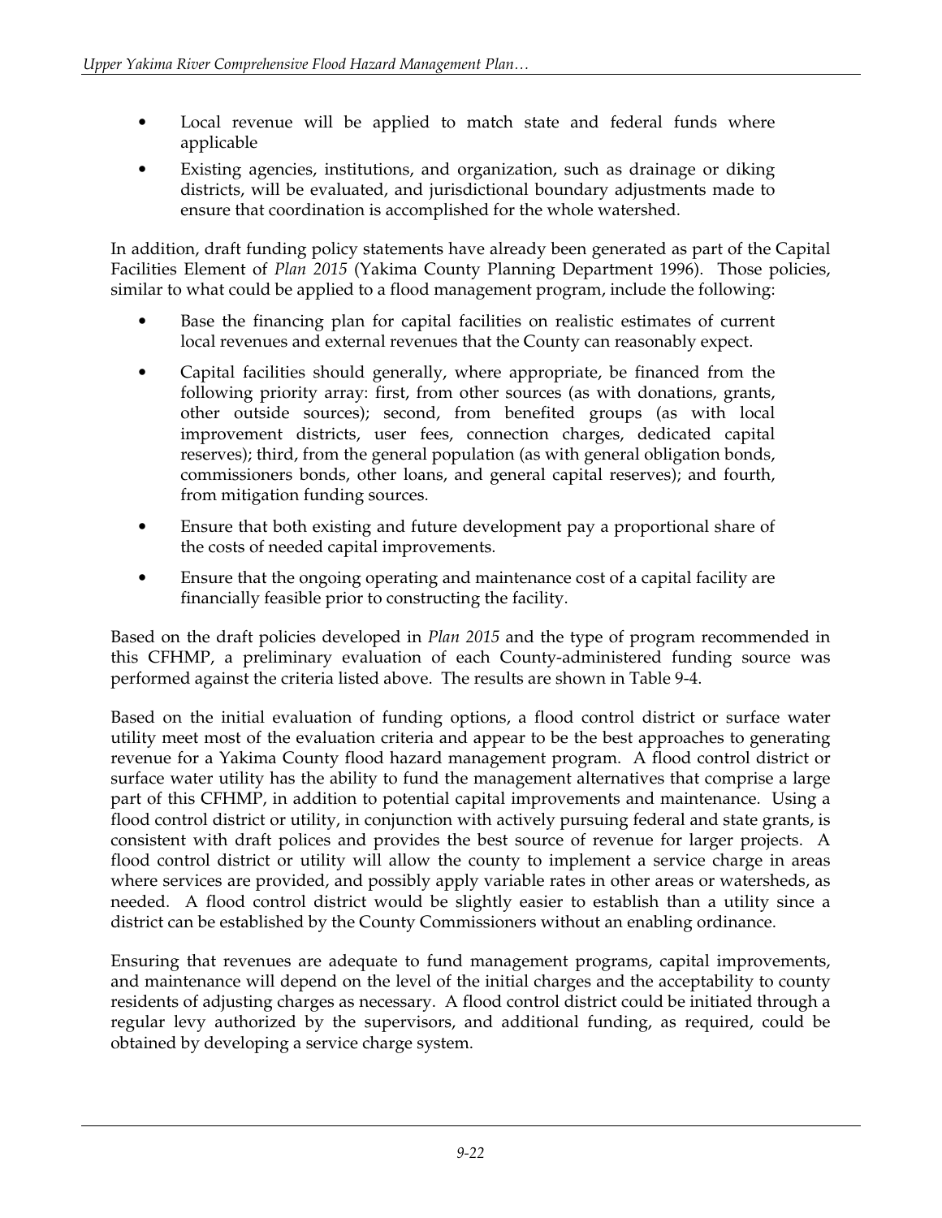- Local revenue will be applied to match state and federal funds where applicable
- Existing agencies, institutions, and organization, such as drainage or diking districts, will be evaluated, and jurisdictional boundary adjustments made to ensure that coordination is accomplished for the whole watershed.

In addition, draft funding policy statements have already been generated as part of the Capital Facilities Element of *Plan 2015* (Yakima County Planning Department 1996). Those policies, similar to what could be applied to a flood management program, include the following:

- Base the financing plan for capital facilities on realistic estimates of current local revenues and external revenues that the County can reasonably expect.
- Capital facilities should generally, where appropriate, be financed from the following priority array: first, from other sources (as with donations, grants, other outside sources); second, from benefited groups (as with local improvement districts, user fees, connection charges, dedicated capital reserves); third, from the general population (as with general obligation bonds, commissioners bonds, other loans, and general capital reserves); and fourth, from mitigation funding sources.
- Ensure that both existing and future development pay a proportional share of the costs of needed capital improvements.
- Ensure that the ongoing operating and maintenance cost of a capital facility are financially feasible prior to constructing the facility.

Based on the draft policies developed in *Plan 2015* and the type of program recommended in this CFHMP, a preliminary evaluation of each County-administered funding source was performed against the criteria listed above. The results are shown in Table 9-4.

Based on the initial evaluation of funding options, a flood control district or surface water utility meet most of the evaluation criteria and appear to be the best approaches to generating revenue for a Yakima County flood hazard management program. A flood control district or surface water utility has the ability to fund the management alternatives that comprise a large part of this CFHMP, in addition to potential capital improvements and maintenance. Using a flood control district or utility, in conjunction with actively pursuing federal and state grants, is consistent with draft polices and provides the best source of revenue for larger projects. A flood control district or utility will allow the county to implement a service charge in areas where services are provided, and possibly apply variable rates in other areas or watersheds, as needed. A flood control district would be slightly easier to establish than a utility since a district can be established by the County Commissioners without an enabling ordinance.

Ensuring that revenues are adequate to fund management programs, capital improvements, and maintenance will depend on the level of the initial charges and the acceptability to county residents of adjusting charges as necessary. A flood control district could be initiated through a regular levy authorized by the supervisors, and additional funding, as required, could be obtained by developing a service charge system.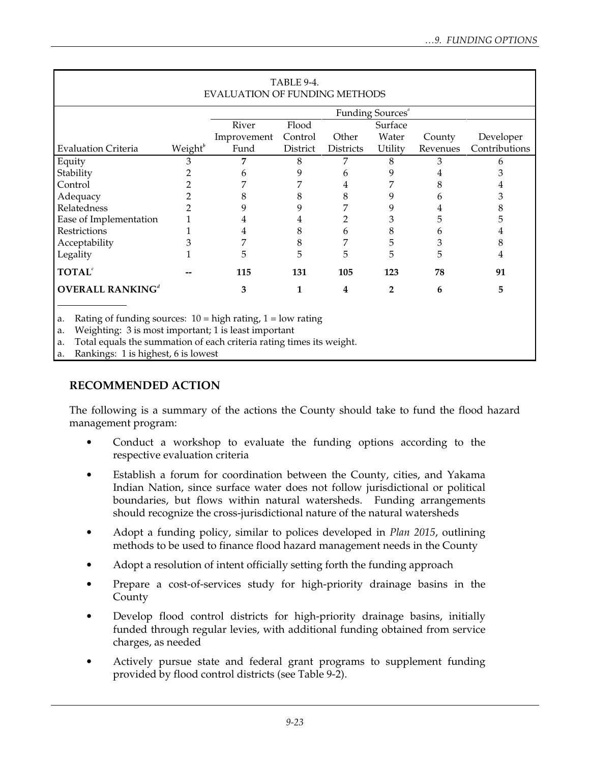| TABLE 9-4. EVALUATION OF FUNDING METHODS | | | | | | | |
|---|---|---|---|---|---|---|---|
| | | Funding Sources[a] | | | | | |
| Evaluation Criteria | Weight[b] | River Improvement Fund | Flood Control District | Other Districts | Surface Water Utility | County Revenues | Developer Contributions |
| Equity | 3 | 7 | 8 | 7 | 8 | 3 | 6 |
| Stability | 2 | 6 | 9 | 6 | 9 | 4 | 3 |
| Control | 2 | 7 | 7 | 4 | 7 | 8 | 4 |
| Adequacy | 2 | 8 | 8 | 8 | 9 | 6 | 3 |
| Relatedness | 2 | 9 | 9 | 7 | 9 | 4 | 8 |
| Ease of Implementation | 1 | 4 | 4 | 2 | 3 | 5 | 5 |
| Restrictions | 1 | 4 | 8 | 6 | 8 | 6 | 4 |
| Acceptability | 3 | 7 | 8 | 7 | 5 | 3 | 8 |
| Legality | 1 | 5 | 5 | 5 | 5 | 5 | 4 |
| **TOTAL[c]** | -- | **115** | **131** | **105** | **123** | **78** | **91** |
| **OVERALL RANKING[d]** | | **3** | **1** | **4** | **2** | **6** | **5** |

a. Rating of funding sources: 10 = high rating, 1 = low rating
a. Weighting: 3 is most important; 1 is least important
a. Total equals the summation of each criteria rating times its weight.
a. Rankings: 1 is highest, 6 is lowest

## RECOMMENDED ACTION

The following is a summary of the actions the County should take to fund the flood hazard management program:

- Conduct a workshop to evaluate the funding options according to the respective evaluation criteria
- Establish a forum for coordination between the County, cities, and Yakama Indian Nation, since surface water does not follow jurisdictional or political boundaries, but flows within natural watersheds. Funding arrangements should recognize the cross-jurisdictional nature of the natural watersheds
- Adopt a funding policy, similar to polices developed in *Plan 2015*, outlining methods to be used to finance flood hazard management needs in the County
- Adopt a resolution of intent officially setting forth the funding approach
- Prepare a cost-of-services study for high-priority drainage basins in the County
- Develop flood control districts for high-priority drainage basins, initially funded through regular levies, with additional funding obtained from service charges, as needed
- Actively pursue state and federal grant programs to supplement funding provided by flood control districts (see Table 9-2).